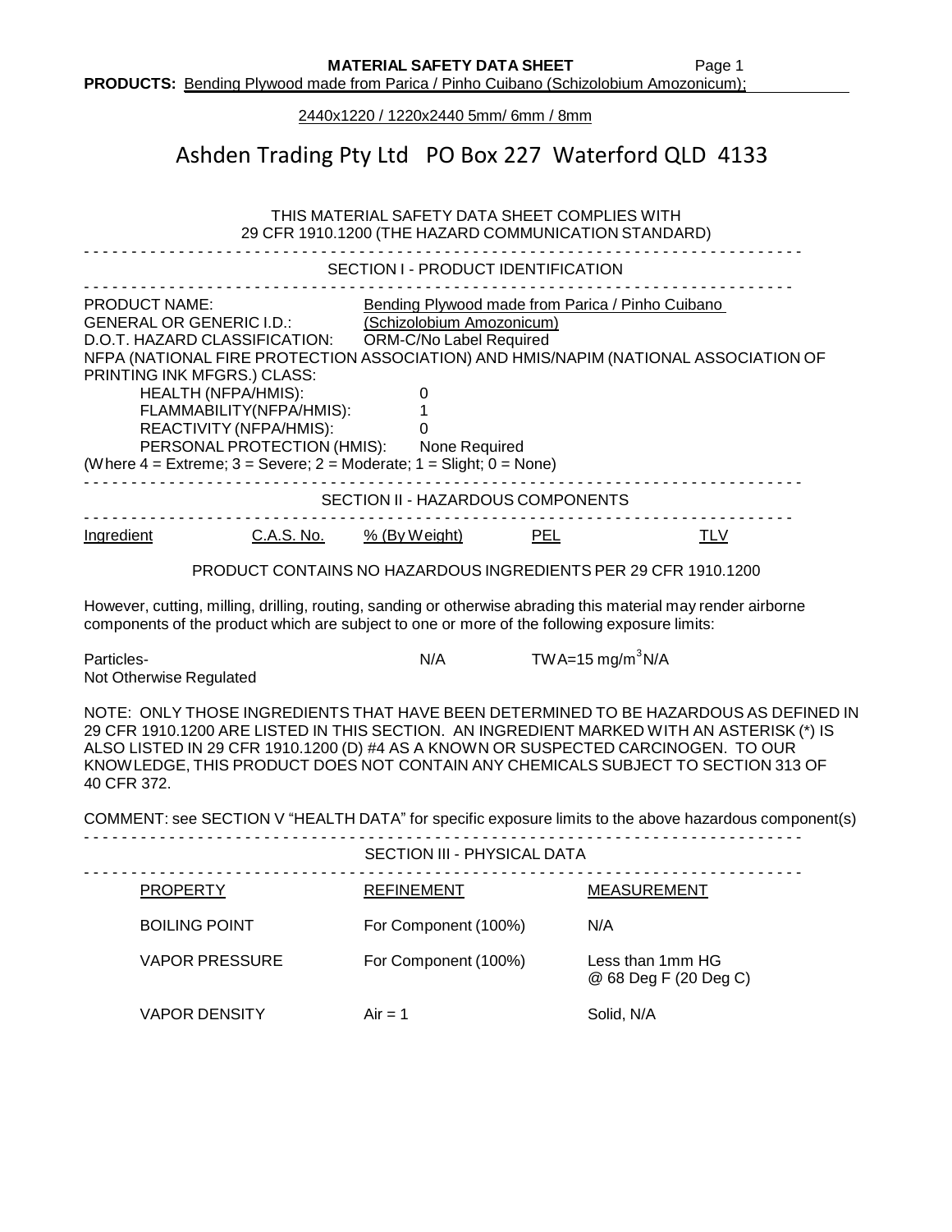**MATERIAL SAFETY DATA SHEET**

**PRODUCTS:** Bending Plywood made from Parica / Pinho Cuibano (Schizolobium Amozonicum);

2440x1220 / 1220x2440 5mm/ 6mm / 8mm

# Ashden Trading Pty Ltd PO Box 227 Waterford QLD 4133

THIS MATERIAL SAFETY DATA SHEET COMPLIES WITH
29 CFR 1910.1200 (THE HAZARD COMMUNICATION STANDARD)

## SECTION I - PRODUCT IDENTIFICATION

PRODUCT NAME: Bending Plywood made from Parica / Pinho Cuibano
GENERAL OR GENERIC I.D.: (Schizolobium Amozonicum)
D.O.T. HAZARD CLASSIFICATION: ORM-C/No Label Required
NFPA (NATIONAL FIRE PROTECTION ASSOCIATION) AND HMIS/NAPIM (NATIONAL ASSOCIATION OF PRINTING INK MFGRS.) CLASS:

- HEALTH (NFPA/HMIS): 0
- FLAMMABILITY(NFPA/HMIS): 1
- REACTIVITY (NFPA/HMIS): 0
- PERSONAL PROTECTION (HMIS): None Required

(Where 4 = Extreme; 3 = Severe; 2 = Moderate; 1 = Slight; 0 = None)

## SECTION II - HAZARDOUS COMPONENTS

| Ingredient | C.A.S. No. | % (By Weight) | PEL | TLV |
|---|---|---|---|---|

PRODUCT CONTAINS NO HAZARDOUS INGREDIENTS PER 29 CFR 1910.1200

However, cutting, milling, drilling, routing, sanding or otherwise abrading this material may render airborne components of the product which are subject to one or more of the following exposure limits:

| Particles-Not Otherwise Regulated | | N/A | TWA=15 mg/m$^3$ | N/A |
|---|---|---|---|---|

NOTE: ONLY THOSE INGREDIENTS THAT HAVE BEEN DETERMINED TO BE HAZARDOUS AS DEFINED IN 29 CFR 1910.1200 ARE LISTED IN THIS SECTION. AN INGREDIENT MARKED WITH AN ASTERISK (*) IS ALSO LISTED IN 29 CFR 1910.1200 (D) #4 AS A KNOWN OR SUSPECTED CARCINOGEN. TO OUR KNOWLEDGE, THIS PRODUCT DOES NOT CONTAIN ANY CHEMICALS SUBJECT TO SECTION 313 OF 40 CFR 372.

COMMENT: see SECTION V "HEALTH DATA" for specific exposure limits to the above hazardous component(s)

## SECTION III - PHYSICAL DATA

| PROPERTY | REFINEMENT | MEASUREMENT |
|---|---|---|
| BOILING POINT | For Component (100%) | N/A |
| VAPOR PRESSURE | For Component (100%) | Less than 1mm HG @ 68 Deg F (20 Deg C) |
| VAPOR DENSITY | Air = 1 | Solid, N/A |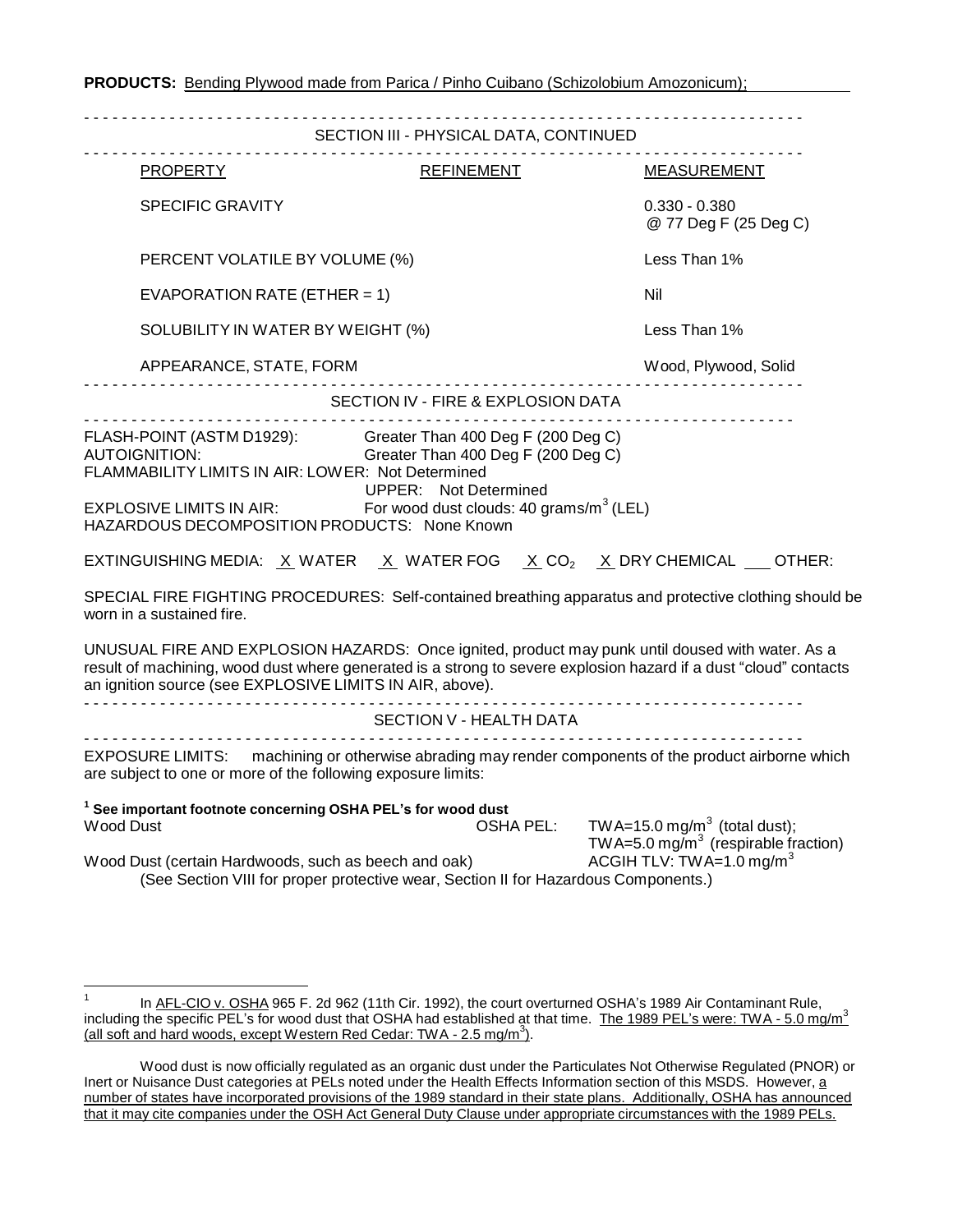**PRODUCTS:** Bending Plywood made from Parica / Pinho Cuibano (Schizolobium Amozonicum);

## SECTION III - PHYSICAL DATA, CONTINUED

| PROPERTY | REFINEMENT | MEASUREMENT |
|---|---|---|
| SPECIFIC GRAVITY | | 0.330 - 0.380 @ 77 Deg F (25 Deg C) |
| PERCENT VOLATILE BY VOLUME (%) | | Less Than 1% |
| EVAPORATION RATE (ETHER = 1) | | Nil |
| SOLUBILITY IN WATER BY WEIGHT (%) | | Less Than 1% |
| APPEARANCE, STATE, FORM | | Wood, Plywood, Solid |

## SECTION IV - FIRE & EXPLOSION DATA

FLASH-POINT (ASTM D1929): Greater Than 400 Deg F (200 Deg C)
AUTOIGNITION: Greater Than 400 Deg F (200 Deg C)
FLAMMABILITY LIMITS IN AIR: LOWER: Not Determined
UPPER: Not Determined
EXPLOSIVE LIMITS IN AIR: For wood dust clouds: 40 grams/$m^3$ (LEL)
HAZARDOUS DECOMPOSITION PRODUCTS: None Known

EXTINGUISHING MEDIA: X WATER X WATER FOG X $CO_2$ X DRY CHEMICAL ___ OTHER:

SPECIAL FIRE FIGHTING PROCEDURES: Self-contained breathing apparatus and protective clothing should be worn in a sustained fire.

UNUSUAL FIRE AND EXPLOSION HAZARDS: Once ignited, product may punk until doused with water. As a result of machining, wood dust where generated is a strong to severe explosion hazard if a dust "cloud" contacts an ignition source (see EXPLOSIVE LIMITS IN AIR, above).

## SECTION V - HEALTH DATA

EXPOSURE LIMITS: machining or otherwise abrading may render components of the product airborne which are subject to one or more of the following exposure limits:

**[1] See important footnote concerning OSHA PEL's for wood dust**

| | | |
|---|---|---|
| Wood Dust | OSHA PEL: | TWA=15.0 mg/$m^3$ (total dust); TWA=5.0 mg/$m^3$ (respirable fraction) |
| Wood Dust (certain Hardwoods, such as beech and oak) | | ACGIH TLV: TWA=1.0 mg/$m^3$ |

(See Section VIII for proper protective wear, Section II for Hazardous Components.)

---

[1] In AFL-CIO v. OSHA 965 F. 2d 962 (11th Cir. 1992), the court overturned OSHA's 1989 Air Contaminant Rule, including the specific PEL's for wood dust that OSHA had established at that time. The 1989 PEL's were: TWA - 5.0 mg/$m^3$ (all soft and hard woods, except Western Red Cedar: TWA - 2.5 mg/$m^3$).

Wood dust is now officially regulated as an organic dust under the Particulates Not Otherwise Regulated (PNOR) or Inert or Nuisance Dust categories at PELs noted under the Health Effects Information section of this MSDS. However, a number of states have incorporated provisions of the 1989 standard in their state plans. Additionally, OSHA has announced that it may cite companies under the OSH Act General Duty Clause under appropriate circumstances with the 1989 PELs.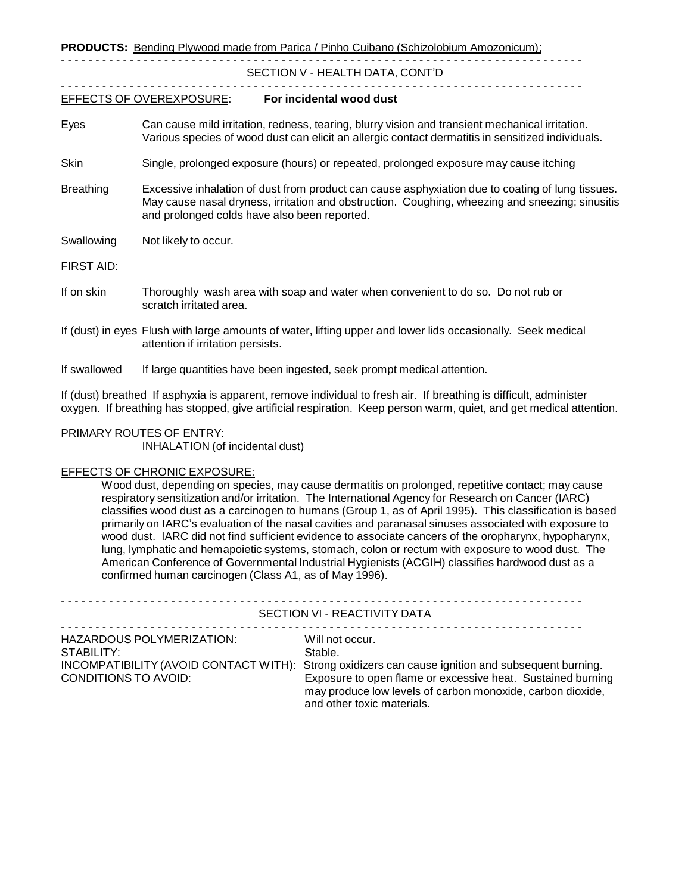**PRODUCTS:** Bending Plywood made from Parica / Pinho Cuibano (Schizolobium Amozonicum);

## SECTION V - HEALTH DATA, CONT'D

EFFECTS OF OVEREXPOSURE: **For incidental wood dust**

Eyes — Can cause mild irritation, redness, tearing, blurry vision and transient mechanical irritation. Various species of wood dust can elicit an allergic contact dermatitis in sensitized individuals.

Skin — Single, prolonged exposure (hours) or repeated, prolonged exposure may cause itching

Breathing — Excessive inhalation of dust from product can cause asphyxiation due to coating of lung tissues. May cause nasal dryness, irritation and obstruction. Coughing, wheezing and sneezing; sinusitis and prolonged colds have also been reported.

Swallowing — Not likely to occur.

FIRST AID:

If on skin — Thoroughly wash area with soap and water when convenient to do so. Do not rub or scratch irritated area.

If (dust) in eyes — Flush with large amounts of water, lifting upper and lower lids occasionally. Seek medical attention if irritation persists.

If swallowed — If large quantities have been ingested, seek prompt medical attention.

If (dust) breathed If asphyxia is apparent, remove individual to fresh air. If breathing is difficult, administer oxygen. If breathing has stopped, give artificial respiration. Keep person warm, quiet, and get medical attention.

PRIMARY ROUTES OF ENTRY:

INHALATION (of incidental dust)

EFFECTS OF CHRONIC EXPOSURE:

Wood dust, depending on species, may cause dermatitis on prolonged, repetitive contact; may cause respiratory sensitization and/or irritation. The International Agency for Research on Cancer (IARC) classifies wood dust as a carcinogen to humans (Group 1, as of April 1995). This classification is based primarily on IARC's evaluation of the nasal cavities and paranasal sinuses associated with exposure to wood dust. IARC did not find sufficient evidence to associate cancers of the oropharynx, hypopharynx, lung, lymphatic and hemapoietic systems, stomach, colon or rectum with exposure to wood dust. The American Conference of Governmental Industrial Hygienists (ACGIH) classifies hardwood dust as a confirmed human carcinogen (Class A1, as of May 1996).

## SECTION VI - REACTIVITY DATA

HAZARDOUS POLYMERIZATION: Will not occur.
STABILITY: Stable.
INCOMPATIBILITY (AVOID CONTACT WITH): Strong oxidizers can cause ignition and subsequent burning.
CONDITIONS TO AVOID: Exposure to open flame or excessive heat. Sustained burning may produce low levels of carbon monoxide, carbon dioxide, and other toxic materials.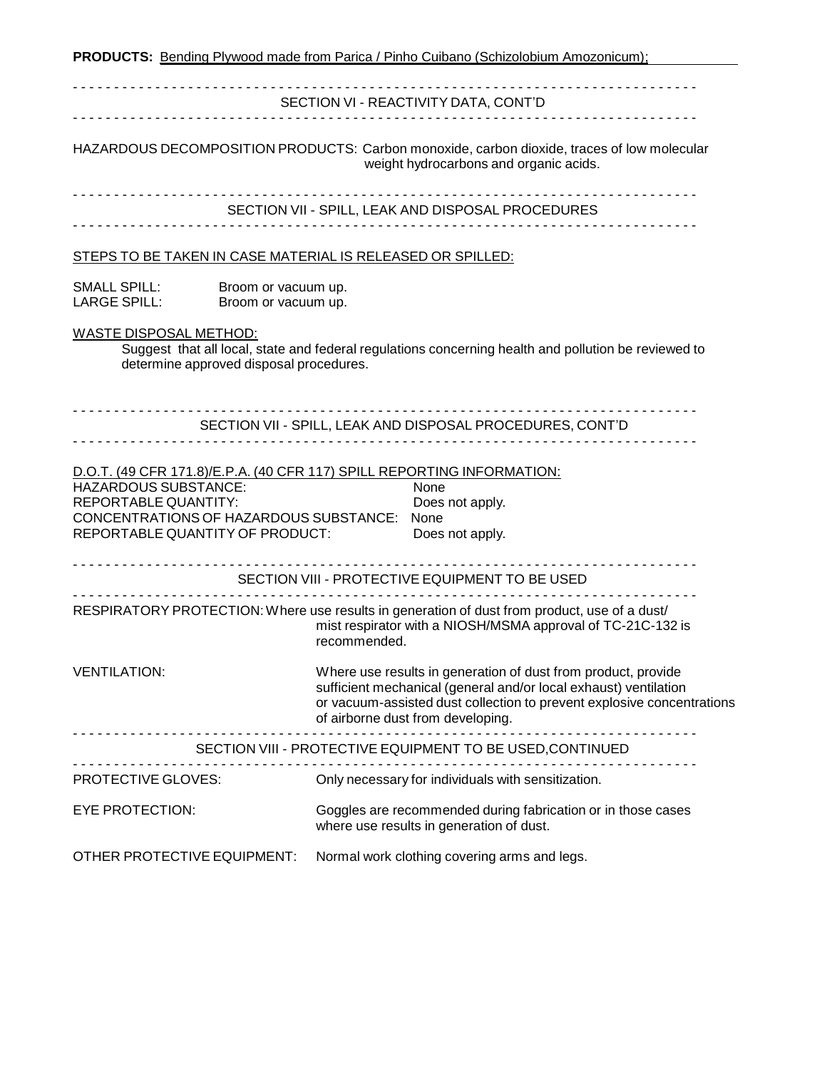**PRODUCTS:** Bending Plywood made from Parica / Pinho Cuibano (Schizolobium Amozonicum);

## SECTION VI - REACTIVITY DATA, CONT'D

HAZARDOUS DECOMPOSITION PRODUCTS: Carbon monoxide, carbon dioxide, traces of low molecular weight hydrocarbons and organic acids.

## SECTION VII - SPILL, LEAK AND DISPOSAL PROCEDURES

STEPS TO BE TAKEN IN CASE MATERIAL IS RELEASED OR SPILLED:

SMALL SPILL: Broom or vacuum up.
LARGE SPILL: Broom or vacuum up.

WASTE DISPOSAL METHOD:

Suggest that all local, state and federal regulations concerning health and pollution be reviewed to determine approved disposal procedures.

## SECTION VII - SPILL, LEAK AND DISPOSAL PROCEDURES, CONT'D

D.O.T. (49 CFR 171.8)/E.P.A. (40 CFR 117) SPILL REPORTING INFORMATION:

| | |
|---|---|
| HAZARDOUS SUBSTANCE: | None |
| REPORTABLE QUANTITY: | Does not apply. |
| CONCENTRATIONS OF HAZARDOUS SUBSTANCE: | None |
| REPORTABLE QUANTITY OF PRODUCT: | Does not apply. |

## SECTION VIII - PROTECTIVE EQUIPMENT TO BE USED

RESPIRATORY PROTECTION: Where use results in generation of dust from product, use of a dust/ mist respirator with a NIOSH/MSMA approval of TC-21C-132 is recommended.

VENTILATION: Where use results in generation of dust from product, provide sufficient mechanical (general and/or local exhaust) ventilation or vacuum-assisted dust collection to prevent explosive concentrations of airborne dust from developing.

## SECTION VIII - PROTECTIVE EQUIPMENT TO BE USED,CONTINUED

PROTECTIVE GLOVES: Only necessary for individuals with sensitization.

EYE PROTECTION: Goggles are recommended during fabrication or in those cases where use results in generation of dust.

OTHER PROTECTIVE EQUIPMENT: Normal work clothing covering arms and legs.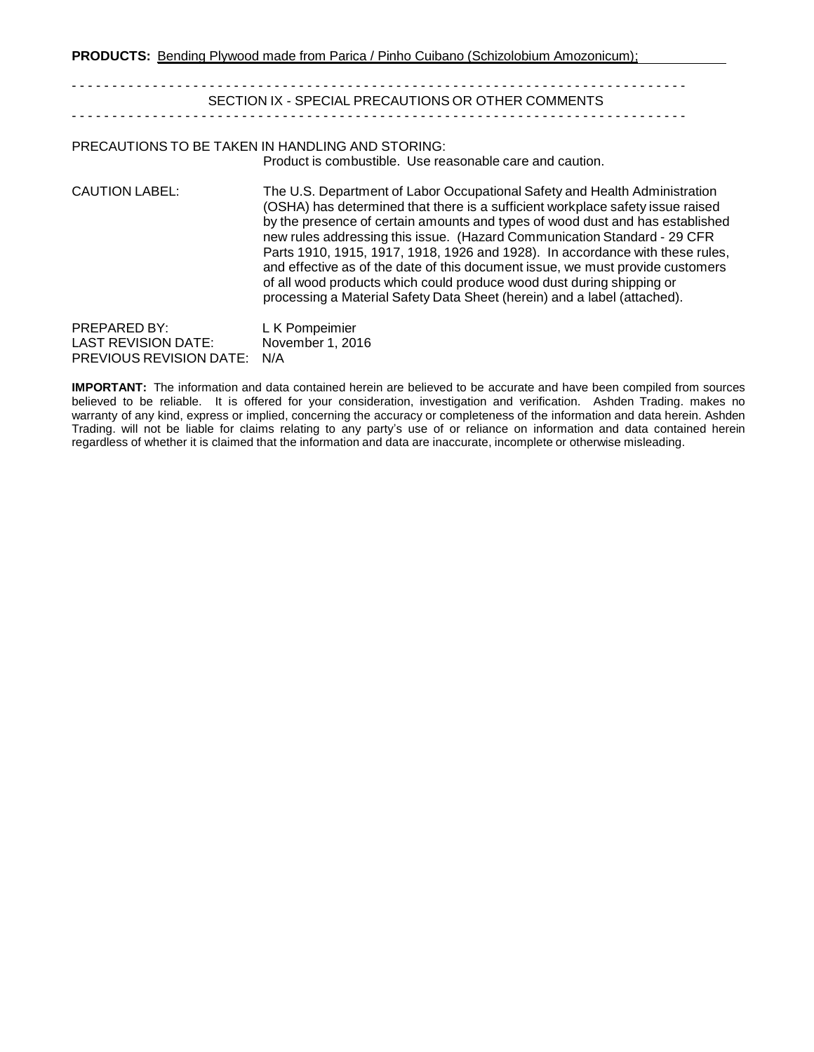**PRODUCTS:** Bending Plywood made from Parica / Pinho Cuibano (Schizolobium Amozonicum);

- - - - - - - - - - - - - - - - - - - - - - - - - - - - - - - - - - - - - - - - - - - - - - - - - - - - - - - - - - - - - - - - - - - - - - - - - -

## SECTION IX - SPECIAL PRECAUTIONS OR OTHER COMMENTS

- - - - - - - - - - - - - - - - - - - - - - - - - - - - - - - - - - - - - - - - - - - - - - - - - - - - - - - - - - - - - - - - - - - - - - - - - -

PRECAUTIONS TO BE TAKEN IN HANDLING AND STORING:
Product is combustible. Use reasonable care and caution.

CAUTION LABEL: The U.S. Department of Labor Occupational Safety and Health Administration (OSHA) has determined that there is a sufficient workplace safety issue raised by the presence of certain amounts and types of wood dust and has established new rules addressing this issue. (Hazard Communication Standard - 29 CFR Parts 1910, 1915, 1917, 1918, 1926 and 1928). In accordance with these rules, and effective as of the date of this document issue, we must provide customers of all wood products which could produce wood dust during shipping or processing a Material Safety Data Sheet (herein) and a label (attached).

PREPARED BY: L K Pompeimier
LAST REVISION DATE: November 1, 2016
PREVIOUS REVISION DATE: N/A

**IMPORTANT:** The information and data contained herein are believed to be accurate and have been compiled from sources believed to be reliable. It is offered for your consideration, investigation and verification. Ashden Trading. makes no warranty of any kind, express or implied, concerning the accuracy or completeness of the information and data herein. Ashden Trading. will not be liable for claims relating to any party's use of or reliance on information and data contained herein regardless of whether it is claimed that the information and data are inaccurate, incomplete or otherwise misleading.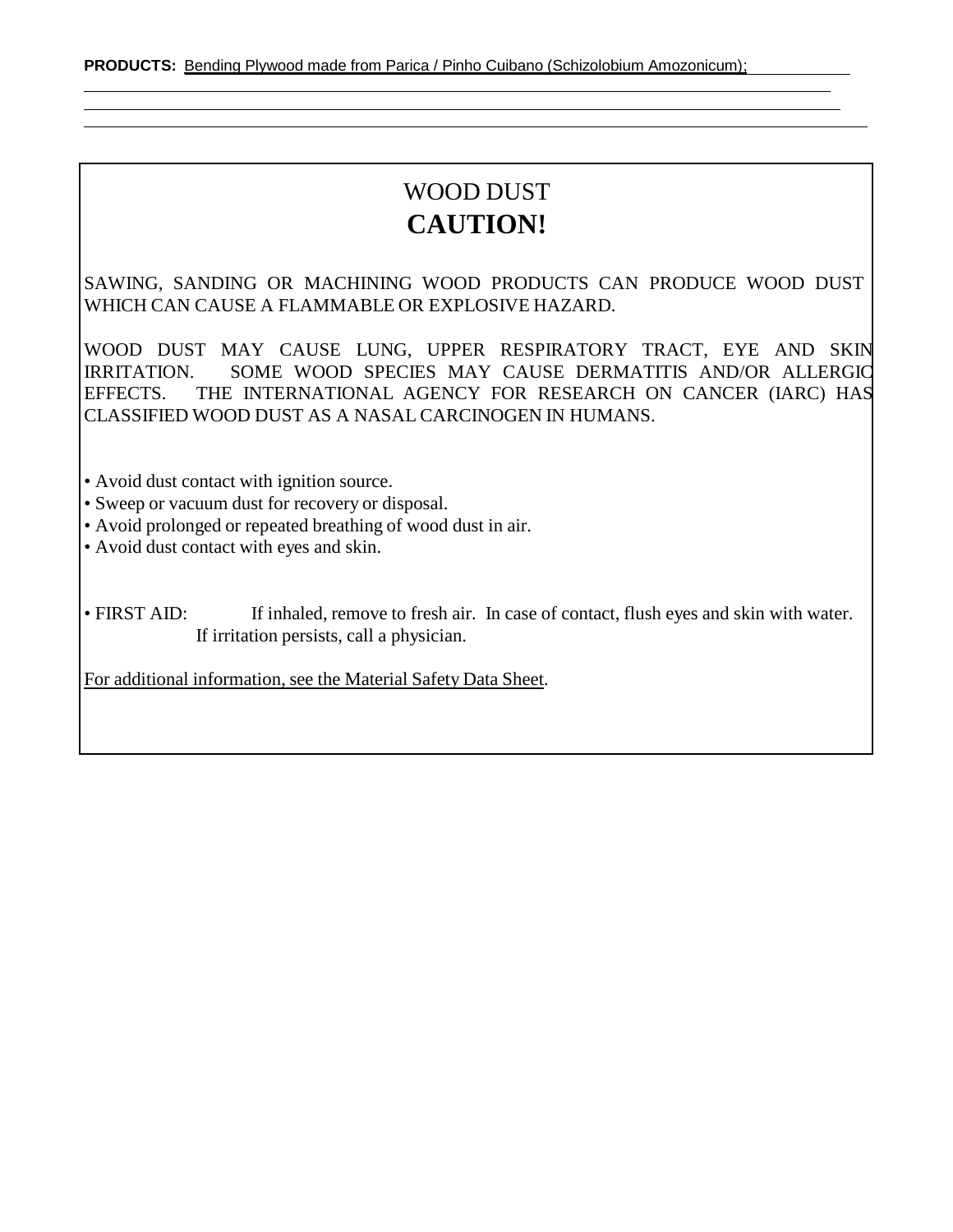**PRODUCTS:** Bending Plywood made from Parica / Pinho Cuibano (Schizolobium Amozonicum);

## WOOD DUST

## CAUTION!

SAWING, SANDING OR MACHINING WOOD PRODUCTS CAN PRODUCE WOOD DUST WHICH CAN CAUSE A FLAMMABLE OR EXPLOSIVE HAZARD.

WOOD DUST MAY CAUSE LUNG, UPPER RESPIRATORY TRACT, EYE AND SKIN IRRITATION. SOME WOOD SPECIES MAY CAUSE DERMATITIS AND/OR ALLERGIC EFFECTS. THE INTERNATIONAL AGENCY FOR RESEARCH ON CANCER (IARC) HAS CLASSIFIED WOOD DUST AS A NASAL CARCINOGEN IN HUMANS.

- Avoid dust contact with ignition source.
- Sweep or vacuum dust for recovery or disposal.
- Avoid prolonged or repeated breathing of wood dust in air.
- Avoid dust contact with eyes and skin.

- FIRST AID: If inhaled, remove to fresh air. In case of contact, flush eyes and skin with water. If irritation persists, call a physician.

For additional information, see the Material Safety Data Sheet.